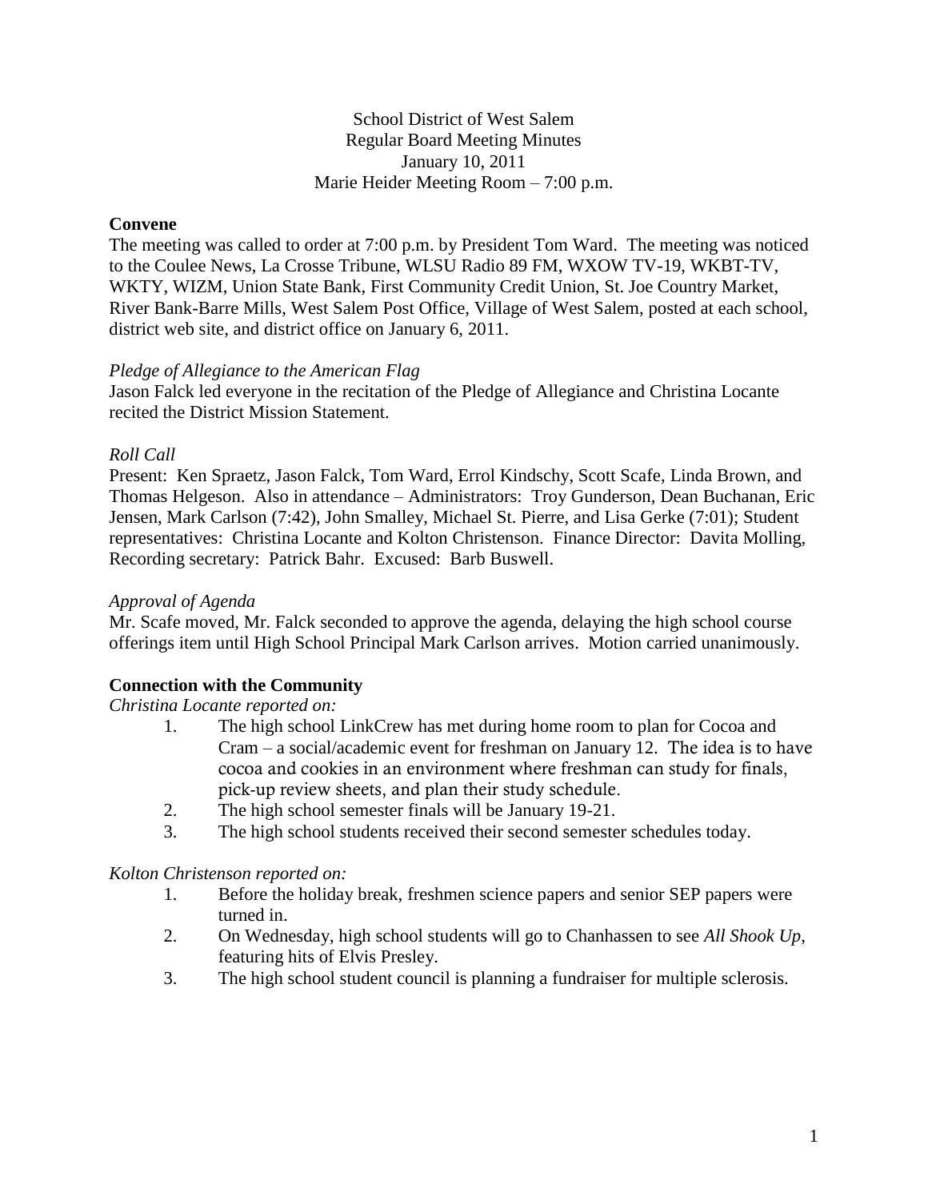School District of West Salem
Regular Board Meeting Minutes
January 10, 2011
Marie Heider Meeting Room – 7:00 p.m.

**Convene**

The meeting was called to order at 7:00 p.m. by President Tom Ward. The meeting was noticed to the Coulee News, La Crosse Tribune, WLSU Radio 89 FM, WXOW TV-19, WKBT-TV, WKTY, WIZM, Union State Bank, First Community Credit Union, St. Joe Country Market, River Bank-Barre Mills, West Salem Post Office, Village of West Salem, posted at each school, district web site, and district office on January 6, 2011.

*Pledge of Allegiance to the American Flag*

Jason Falck led everyone in the recitation of the Pledge of Allegiance and Christina Locante recited the District Mission Statement.

*Roll Call*

Present: Ken Spraetz, Jason Falck, Tom Ward, Errol Kindschy, Scott Scafe, Linda Brown, and Thomas Helgeson. Also in attendance – Administrators: Troy Gunderson, Dean Buchanan, Eric Jensen, Mark Carlson (7:42), John Smalley, Michael St. Pierre, and Lisa Gerke (7:01); Student representatives: Christina Locante and Kolton Christenson. Finance Director: Davita Molling, Recording secretary: Patrick Bahr. Excused: Barb Buswell.

*Approval of Agenda*

Mr. Scafe moved, Mr. Falck seconded to approve the agenda, delaying the high school course offerings item until High School Principal Mark Carlson arrives. Motion carried unanimously.

**Connection with the Community**

*Christina Locante reported on:*

1. The high school LinkCrew has met during home room to plan for Cocoa and Cram – a social/academic event for freshman on January 12. The idea is to have cocoa and cookies in an environment where freshman can study for finals, pick-up review sheets, and plan their study schedule.
2. The high school semester finals will be January 19-21.
3. The high school students received their second semester schedules today.

*Kolton Christenson reported on:*

1. Before the holiday break, freshmen science papers and senior SEP papers were turned in.
2. On Wednesday, high school students will go to Chanhassen to see *All Shook Up*, featuring hits of Elvis Presley.
3. The high school student council is planning a fundraiser for multiple sclerosis.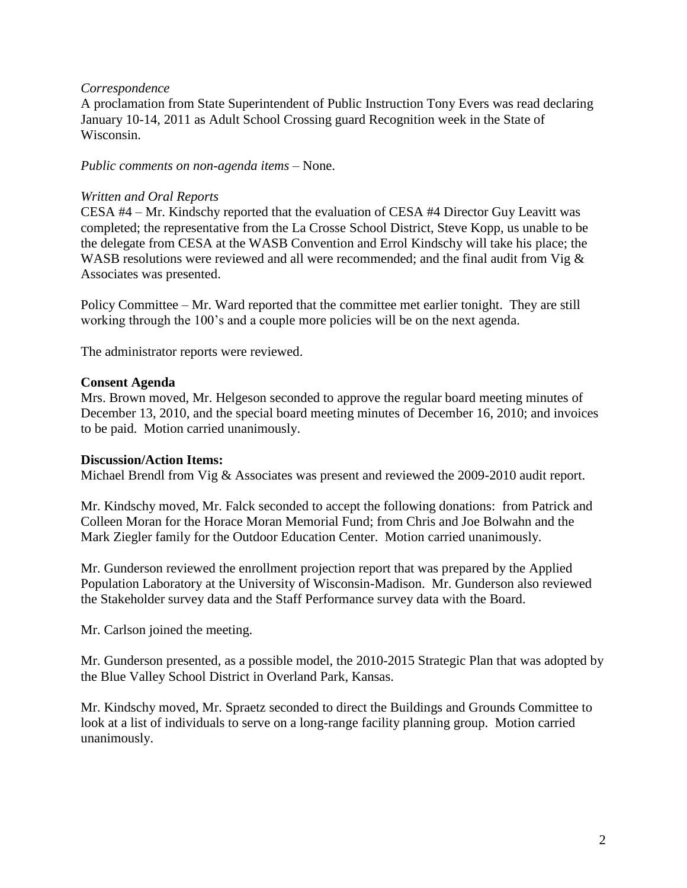*Correspondence*

A proclamation from State Superintendent of Public Instruction Tony Evers was read declaring January 10-14, 2011 as Adult School Crossing guard Recognition week in the State of Wisconsin.

*Public comments on non-agenda items* – None.

*Written and Oral Reports*

CESA #4 – Mr. Kindschy reported that the evaluation of CESA #4 Director Guy Leavitt was completed; the representative from the La Crosse School District, Steve Kopp, us unable to be the delegate from CESA at the WASB Convention and Errol Kindschy will take his place; the WASB resolutions were reviewed and all were recommended; and the final audit from Vig & Associates was presented.

Policy Committee – Mr. Ward reported that the committee met earlier tonight. They are still working through the 100's and a couple more policies will be on the next agenda.

The administrator reports were reviewed.

**Consent Agenda**

Mrs. Brown moved, Mr. Helgeson seconded to approve the regular board meeting minutes of December 13, 2010, and the special board meeting minutes of December 16, 2010; and invoices to be paid. Motion carried unanimously.

**Discussion/Action Items:**

Michael Brendl from Vig & Associates was present and reviewed the 2009-2010 audit report.

Mr. Kindschy moved, Mr. Falck seconded to accept the following donations: from Patrick and Colleen Moran for the Horace Moran Memorial Fund; from Chris and Joe Bolwahn and the Mark Ziegler family for the Outdoor Education Center. Motion carried unanimously.

Mr. Gunderson reviewed the enrollment projection report that was prepared by the Applied Population Laboratory at the University of Wisconsin-Madison. Mr. Gunderson also reviewed the Stakeholder survey data and the Staff Performance survey data with the Board.

Mr. Carlson joined the meeting.

Mr. Gunderson presented, as a possible model, the 2010-2015 Strategic Plan that was adopted by the Blue Valley School District in Overland Park, Kansas.

Mr. Kindschy moved, Mr. Spraetz seconded to direct the Buildings and Grounds Committee to look at a list of individuals to serve on a long-range facility planning group. Motion carried unanimously.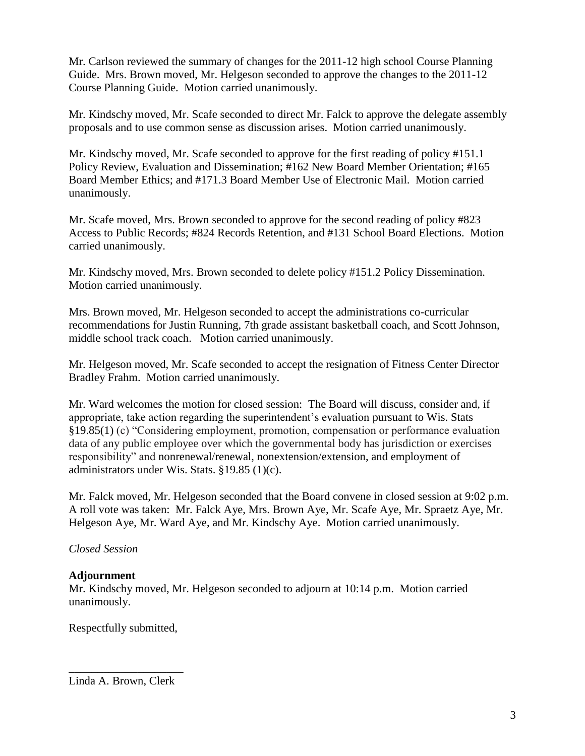Mr. Carlson reviewed the summary of changes for the 2011-12 high school Course Planning Guide. Mrs. Brown moved, Mr. Helgeson seconded to approve the changes to the 2011-12 Course Planning Guide. Motion carried unanimously.

Mr. Kindschy moved, Mr. Scafe seconded to direct Mr. Falck to approve the delegate assembly proposals and to use common sense as discussion arises. Motion carried unanimously.

Mr. Kindschy moved, Mr. Scafe seconded to approve for the first reading of policy #151.1 Policy Review, Evaluation and Dissemination; #162 New Board Member Orientation; #165 Board Member Ethics; and #171.3 Board Member Use of Electronic Mail. Motion carried unanimously.

Mr. Scafe moved, Mrs. Brown seconded to approve for the second reading of policy #823 Access to Public Records; #824 Records Retention, and #131 School Board Elections. Motion carried unanimously.

Mr. Kindschy moved, Mrs. Brown seconded to delete policy #151.2 Policy Dissemination. Motion carried unanimously.

Mrs. Brown moved, Mr. Helgeson seconded to accept the administrations co-curricular recommendations for Justin Running, 7th grade assistant basketball coach, and Scott Johnson, middle school track coach. Motion carried unanimously.

Mr. Helgeson moved, Mr. Scafe seconded to accept the resignation of Fitness Center Director Bradley Frahm. Motion carried unanimously.

Mr. Ward welcomes the motion for closed session: The Board will discuss, consider and, if appropriate, take action regarding the superintendent's evaluation pursuant to Wis. Stats §19.85(1) (c) "Considering employment, promotion, compensation or performance evaluation data of any public employee over which the governmental body has jurisdiction or exercises responsibility" and nonrenewal/renewal, nonextension/extension, and employment of administrators under Wis. Stats. §19.85 (1)(c).

Mr. Falck moved, Mr. Helgeson seconded that the Board convene in closed session at 9:02 p.m. A roll vote was taken: Mr. Falck Aye, Mrs. Brown Aye, Mr. Scafe Aye, Mr. Spraetz Aye, Mr. Helgeson Aye, Mr. Ward Aye, and Mr. Kindschy Aye. Motion carried unanimously.

*Closed Session*

**Adjournment**

Mr. Kindschy moved, Mr. Helgeson seconded to adjourn at 10:14 p.m. Motion carried unanimously.

Respectfully submitted,

\_\_\_\_\_\_\_\_\_\_\_\_\_\_\_\_\_\_\_\_

Linda A. Brown, Clerk